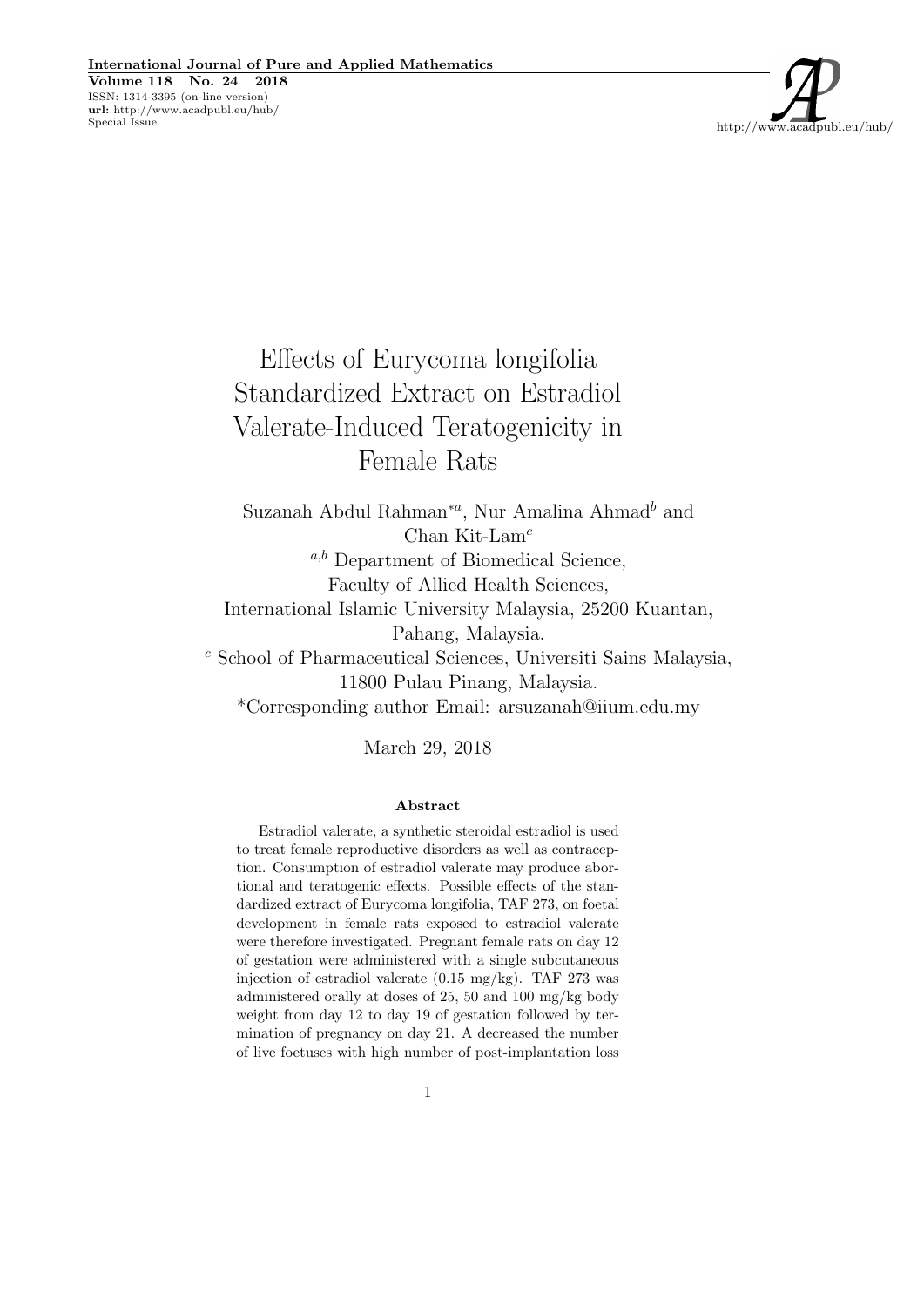# Effects of Eurycoma longifolia Standardized Extract on Estradiol Valerate-Induced Teratogenicity in Female Rats

Suzanah Abdul Rahman[*a], Nur Amalina Ahmad[b] and Chan Kit-Lam[c]

[a,b] Department of Biomedical Science, Faculty of Allied Health Sciences, International Islamic University Malaysia, 25200 Kuantan, Pahang, Malaysia.

[c] School of Pharmaceutical Sciences, Universiti Sains Malaysia, 11800 Pulau Pinang, Malaysia.

*Corresponding author Email: arsuzanah@iium.edu.my

March 29, 2018

### Abstract

Estradiol valerate, a synthetic steroidal estradiol is used to treat female reproductive disorders as well as contraception. Consumption of estradiol valerate may produce abortional and teratogenic effects. Possible effects of the standardized extract of Eurycoma longifolia, TAF 273, on foetal development in female rats exposed to estradiol valerate were therefore investigated. Pregnant female rats on day 12 of gestation were administered with a single subcutaneous injection of estradiol valerate (0.15 mg/kg). TAF 273 was administered orally at doses of 25, 50 and 100 mg/kg body weight from day 12 to day 19 of gestation followed by termination of pregnancy on day 21. A decreased the number of live foetuses with high number of post-implantation loss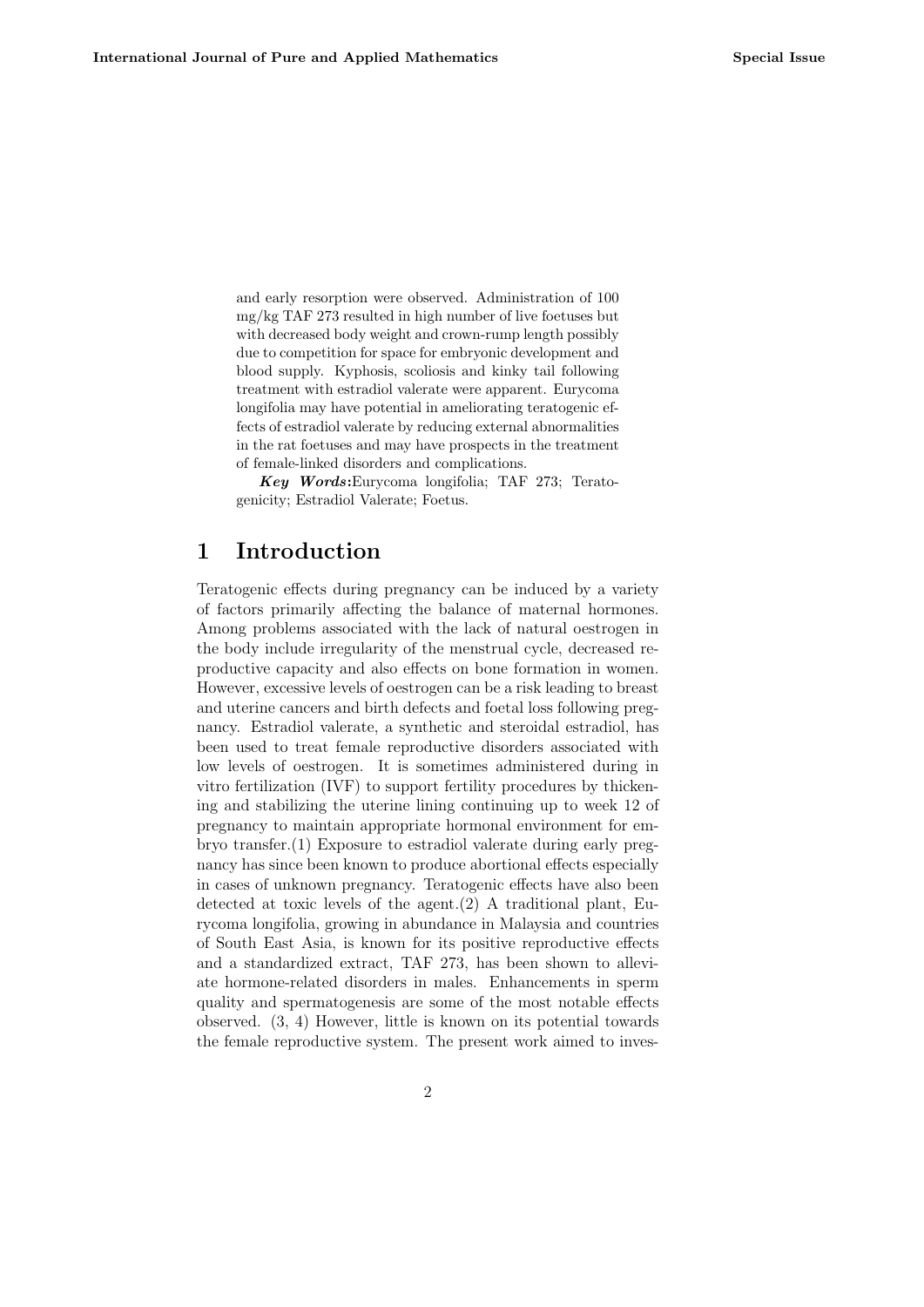and early resorption were observed. Administration of 100 mg/kg TAF 273 resulted in high number of live foetuses but with decreased body weight and crown-rump length possibly due to competition for space for embryonic development and blood supply. Kyphosis, scoliosis and kinky tail following treatment with estradiol valerate were apparent. Eurycoma longifolia may have potential in ameliorating teratogenic effects of estradiol valerate by reducing external abnormalities in the rat foetuses and may have prospects in the treatment of female-linked disorders and complications.

***Key Words:***Eurycoma longifolia; TAF 273; Teratogenicity; Estradiol Valerate; Foetus.

# 1 Introduction

Teratogenic effects during pregnancy can be induced by a variety of factors primarily affecting the balance of maternal hormones. Among problems associated with the lack of natural oestrogen in the body include irregularity of the menstrual cycle, decreased reproductive capacity and also effects on bone formation in women. However, excessive levels of oestrogen can be a risk leading to breast and uterine cancers and birth defects and foetal loss following pregnancy. Estradiol valerate, a synthetic and steroidal estradiol, has been used to treat female reproductive disorders associated with low levels of oestrogen. It is sometimes administered during in vitro fertilization (IVF) to support fertility procedures by thickening and stabilizing the uterine lining continuing up to week 12 of pregnancy to maintain appropriate hormonal environment for embryo transfer.(1) Exposure to estradiol valerate during early pregnancy has since been known to produce abortional effects especially in cases of unknown pregnancy. Teratogenic effects have also been detected at toxic levels of the agent.(2) A traditional plant, Eurycoma longifolia, growing in abundance in Malaysia and countries of South East Asia, is known for its positive reproductive effects and a standardized extract, TAF 273, has been shown to alleviate hormone-related disorders in males. Enhancements in sperm quality and spermatogenesis are some of the most notable effects observed. (3, 4) However, little is known on its potential towards the female reproductive system. The present work aimed to inves-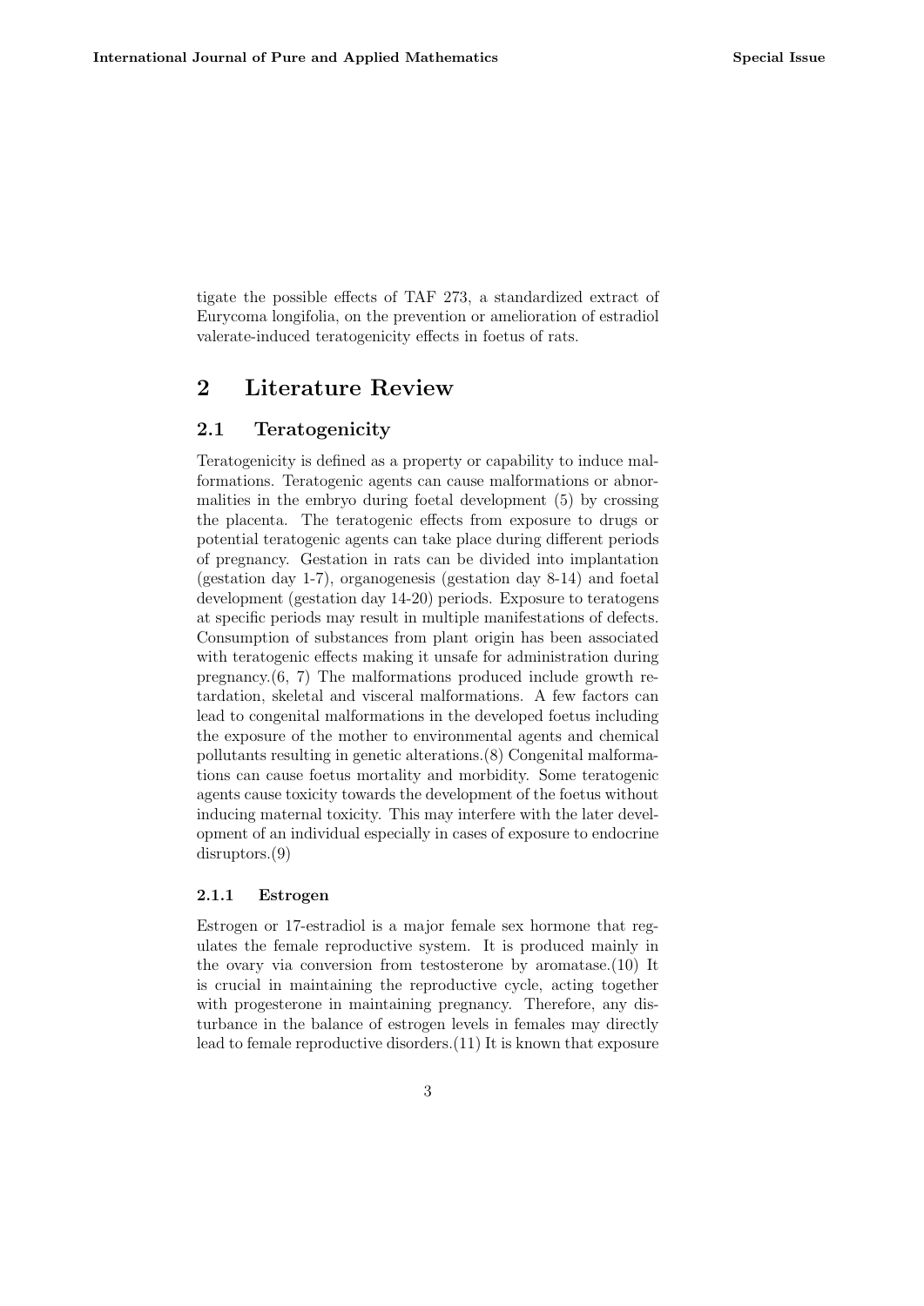tigate the possible effects of TAF 273, a standardized extract of Eurycoma longifolia, on the prevention or amelioration of estradiol valerate-induced teratogenicity effects in foetus of rats.

# 2 Literature Review

## 2.1 Teratogenicity

Teratogenicity is defined as a property or capability to induce malformations. Teratogenic agents can cause malformations or abnormalities in the embryo during foetal development (5) by crossing the placenta. The teratogenic effects from exposure to drugs or potential teratogenic agents can take place during different periods of pregnancy. Gestation in rats can be divided into implantation (gestation day 1-7), organogenesis (gestation day 8-14) and foetal development (gestation day 14-20) periods. Exposure to teratogens at specific periods may result in multiple manifestations of defects. Consumption of substances from plant origin has been associated with teratogenic effects making it unsafe for administration during pregnancy.(6, 7) The malformations produced include growth retardation, skeletal and visceral malformations. A few factors can lead to congenital malformations in the developed foetus including the exposure of the mother to environmental agents and chemical pollutants resulting in genetic alterations.(8) Congenital malformations can cause foetus mortality and morbidity. Some teratogenic agents cause toxicity towards the development of the foetus without inducing maternal toxicity. This may interfere with the later development of an individual especially in cases of exposure to endocrine disruptors.(9)

### 2.1.1 Estrogen

Estrogen or 17-estradiol is a major female sex hormone that regulates the female reproductive system. It is produced mainly in the ovary via conversion from testosterone by aromatase.(10) It is crucial in maintaining the reproductive cycle, acting together with progesterone in maintaining pregnancy. Therefore, any disturbance in the balance of estrogen levels in females may directly lead to female reproductive disorders.(11) It is known that exposure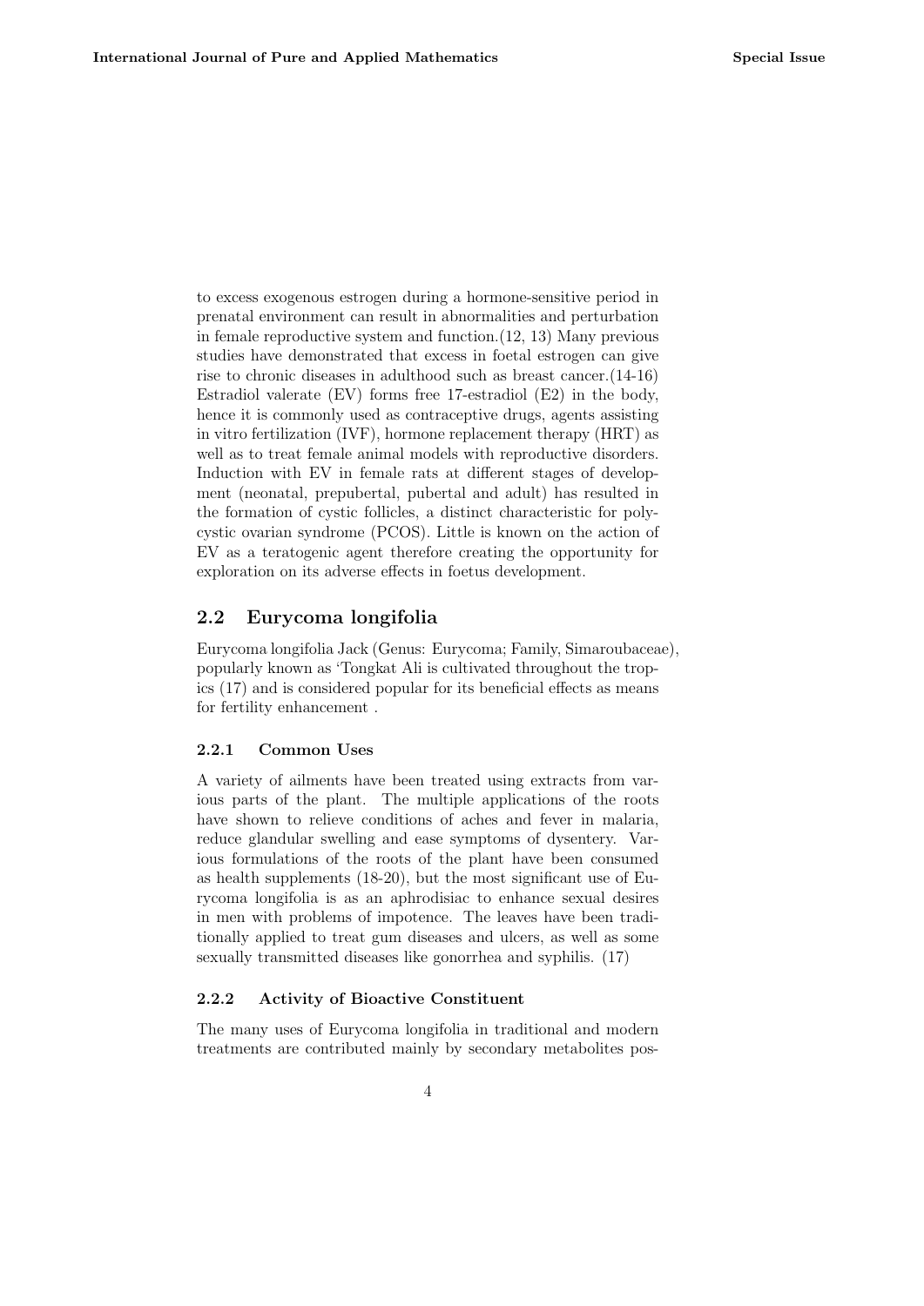to excess exogenous estrogen during a hormone-sensitive period in prenatal environment can result in abnormalities and perturbation in female reproductive system and function.(12, 13) Many previous studies have demonstrated that excess in foetal estrogen can give rise to chronic diseases in adulthood such as breast cancer.(14-16) Estradiol valerate (EV) forms free 17-estradiol (E2) in the body, hence it is commonly used as contraceptive drugs, agents assisting in vitro fertilization (IVF), hormone replacement therapy (HRT) as well as to treat female animal models with reproductive disorders. Induction with EV in female rats at different stages of development (neonatal, prepubertal, pubertal and adult) has resulted in the formation of cystic follicles, a distinct characteristic for polycystic ovarian syndrome (PCOS). Little is known on the action of EV as a teratogenic agent therefore creating the opportunity for exploration on its adverse effects in foetus development.

## 2.2 Eurycoma longifolia

Eurycoma longifolia Jack (Genus: Eurycoma; Family, Simaroubaceae), popularly known as 'Tongkat Ali is cultivated throughout the tropics (17) and is considered popular for its beneficial effects as means for fertility enhancement .

### 2.2.1 Common Uses

A variety of ailments have been treated using extracts from various parts of the plant. The multiple applications of the roots have shown to relieve conditions of aches and fever in malaria, reduce glandular swelling and ease symptoms of dysentery. Various formulations of the roots of the plant have been consumed as health supplements (18-20), but the most significant use of Eurycoma longifolia is as an aphrodisiac to enhance sexual desires in men with problems of impotence. The leaves have been traditionally applied to treat gum diseases and ulcers, as well as some sexually transmitted diseases like gonorrhea and syphilis. (17)

### 2.2.2 Activity of Bioactive Constituent

The many uses of Eurycoma longifolia in traditional and modern treatments are contributed mainly by secondary metabolites pos-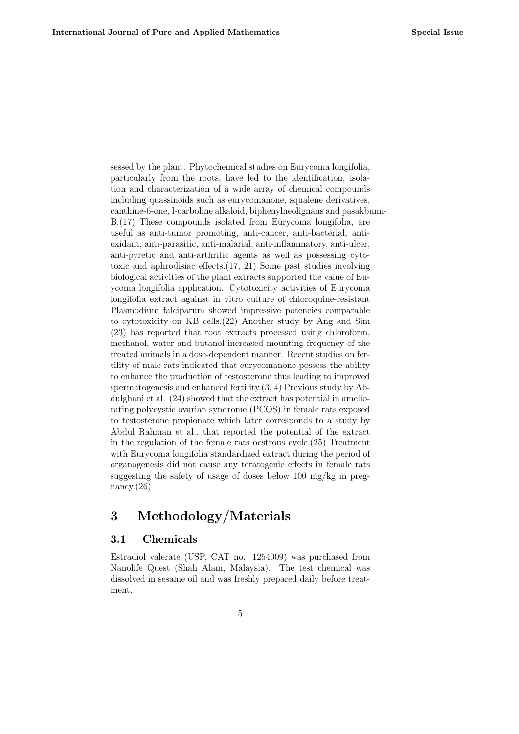sessed by the plant. Phytochemical studies on Eurycoma longifolia, particularly from the roots, have led to the identification, isolation and characterization of a wide array of chemical compounds including quassinoids such as eurycomanone, squalene derivatives, canthine-6-one, l-carboline alkaloid, biphenylneolignans and pasakbumi-B.(17) These compounds isolated from Eurycoma longifolia, are useful as anti-tumor promoting, anti-cancer, anti-bacterial, anti-oxidant, anti-parasitic, anti-malarial, anti-inflammatory, anti-ulcer, anti-pyretic and anti-arthritic agents as well as possessing cytotoxic and aphrodisiac effects.(17, 21) Some past studies involving biological activities of the plant extracts supported the value of Euycoma longifolia application. Cytotoxicity activities of Eurycoma longifolia extract against in vitro culture of chloroquine-resistant Plasmodium falciparum showed impressive potencies comparable to cytotoxicity on KB cells.(22) Another study by Ang and Sim (23) has reported that root extracts processed using chloroform, methanol, water and butanol increased mounting frequency of the treated animals in a dose-dependent manner. Recent studies on fertility of male rats indicated that eurycomanone possess the ability to enhance the production of testosterone thus leading to improved spermatogenesis and enhanced fertility.(3, 4) Previous study by Abdulghani et al. (24) showed that the extract has potential in ameliorating polycystic ovarian syndrome (PCOS) in female rats exposed to testosterone propionate which later corresponds to a study by Abdul Rahman et al., that reported the potential of the extract in the regulation of the female rats oestrous cycle.(25) Treatment with Eurycoma longifolia standardized extract during the period of organogenesis did not cause any teratogenic effects in female rats suggesting the safety of usage of doses below 100 mg/kg in pregnancy.(26)

# 3 Methodology/Materials

## 3.1 Chemicals

Estradiol valerate (USP, CAT no. 1254009) was purchased from Nanolife Quest (Shah Alam, Malaysia). The test chemical was dissolved in sesame oil and was freshly prepared daily before treatment.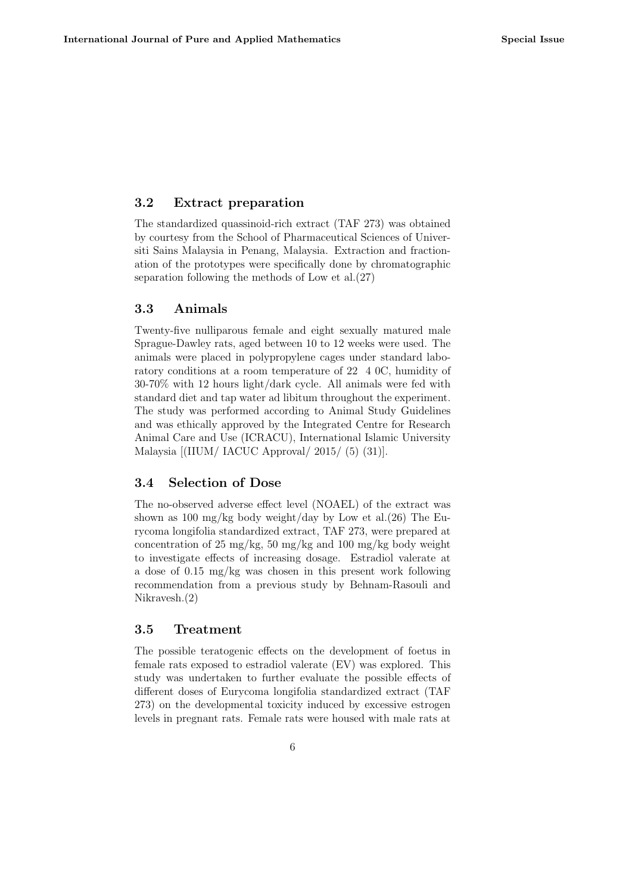### 3.2 Extract preparation

The standardized quassinoid-rich extract (TAF 273) was obtained by courtesy from the School of Pharmaceutical Sciences of Universiti Sains Malaysia in Penang, Malaysia. Extraction and fractionation of the prototypes were specifically done by chromatographic separation following the methods of Low et al.(27)

### 3.3 Animals

Twenty-five nulliparous female and eight sexually matured male Sprague-Dawley rats, aged between 10 to 12 weeks were used. The animals were placed in polypropylene cages under standard laboratory conditions at a room temperature of 22 4 0C, humidity of 30-70% with 12 hours light/dark cycle. All animals were fed with standard diet and tap water ad libitum throughout the experiment. The study was performed according to Animal Study Guidelines and was ethically approved by the Integrated Centre for Research Animal Care and Use (ICRACU), International Islamic University Malaysia [(IIUM/ IACUC Approval/ 2015/ (5) (31)].

### 3.4 Selection of Dose

The no-observed adverse effect level (NOAEL) of the extract was shown as 100 mg/kg body weight/day by Low et al.(26) The Eurycoma longifolia standardized extract, TAF 273, were prepared at concentration of 25 mg/kg, 50 mg/kg and 100 mg/kg body weight to investigate effects of increasing dosage. Estradiol valerate at a dose of 0.15 mg/kg was chosen in this present work following recommendation from a previous study by Behnam-Rasouli and Nikravesh.(2)

### 3.5 Treatment

The possible teratogenic effects on the development of foetus in female rats exposed to estradiol valerate (EV) was explored. This study was undertaken to further evaluate the possible effects of different doses of Eurycoma longifolia standardized extract (TAF 273) on the developmental toxicity induced by excessive estrogen levels in pregnant rats. Female rats were housed with male rats at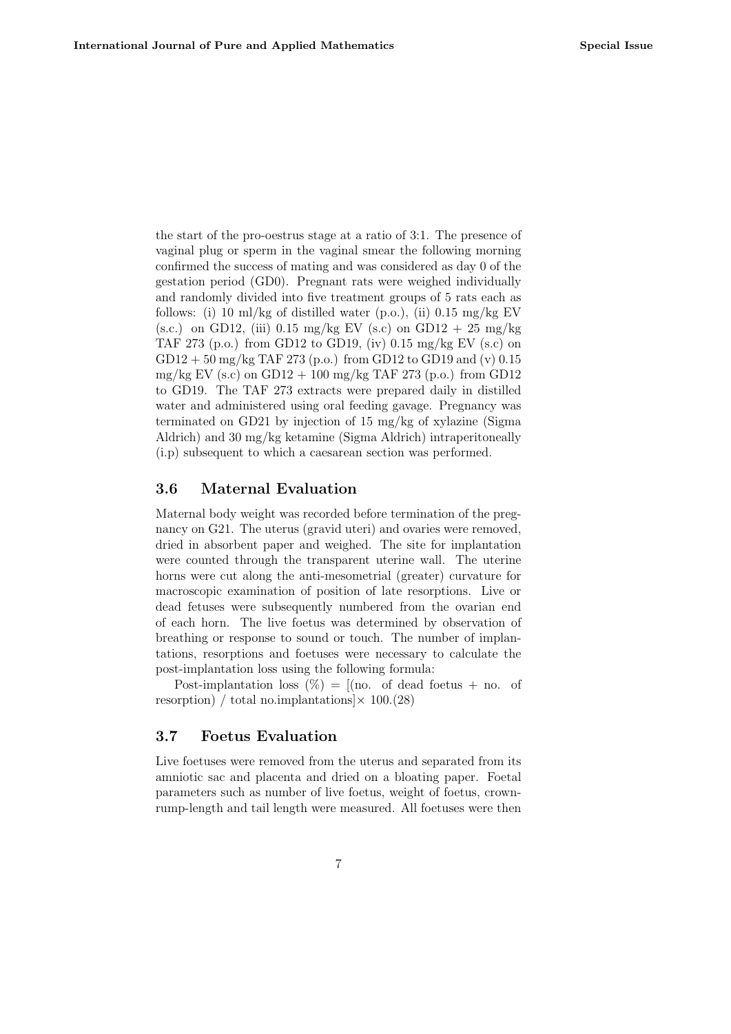the start of the pro-oestrus stage at a ratio of 3:1. The presence of vaginal plug or sperm in the vaginal smear the following morning confirmed the success of mating and was considered as day 0 of the gestation period (GD0). Pregnant rats were weighed individually and randomly divided into five treatment groups of 5 rats each as follows: (i) 10 ml/kg of distilled water (p.o.), (ii) 0.15 mg/kg EV (s.c.) on GD12, (iii) 0.15 mg/kg EV (s.c) on GD12 + 25 mg/kg TAF 273 (p.o.) from GD12 to GD19, (iv) 0.15 mg/kg EV (s.c) on GD12 + 50 mg/kg TAF 273 (p.o.) from GD12 to GD19 and (v) 0.15 mg/kg EV (s.c) on GD12 + 100 mg/kg TAF 273 (p.o.) from GD12 to GD19. The TAF 273 extracts were prepared daily in distilled water and administered using oral feeding gavage. Pregnancy was terminated on GD21 by injection of 15 mg/kg of xylazine (Sigma Aldrich) and 30 mg/kg ketamine (Sigma Aldrich) intraperitoneally (i.p) subsequent to which a caesarean section was performed.

## 3.6 Maternal Evaluation

Maternal body weight was recorded before termination of the pregnancy on G21. The uterus (gravid uteri) and ovaries were removed, dried in absorbent paper and weighed. The site for implantation were counted through the transparent uterine wall. The uterine horns were cut along the anti-mesometrial (greater) curvature for macroscopic examination of position of late resorptions. Live or dead fetuses were subsequently numbered from the ovarian end of each horn. The live foetus was determined by observation of breathing or response to sound or touch. The number of implantations, resorptions and foetuses were necessary to calculate the post-implantation loss using the following formula:

Post-implantation loss (%) = [(no. of dead foetus + no. of resorption) / total no.implantations]× 100.(28)

## 3.7 Foetus Evaluation

Live foetuses were removed from the uterus and separated from its amniotic sac and placenta and dried on a bloating paper. Foetal parameters such as number of live foetus, weight of foetus, crown-rump-length and tail length were measured. All foetuses were then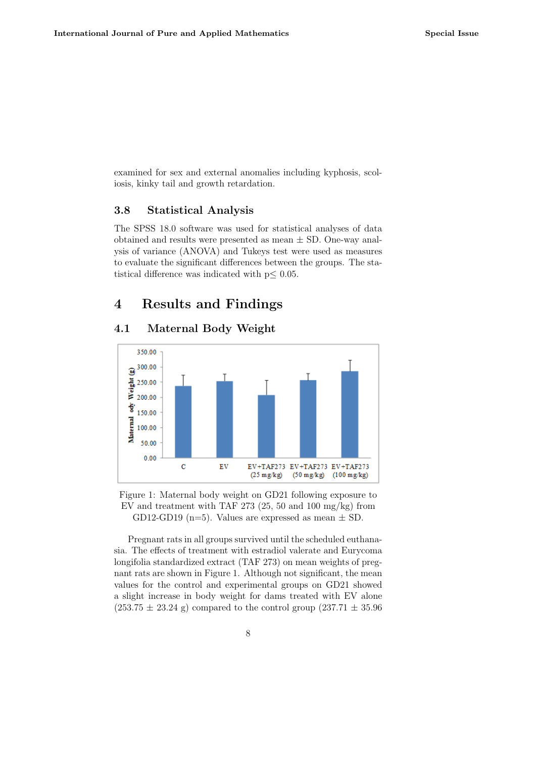examined for sex and external anomalies including kyphosis, scoliosis, kinky tail and growth retardation.

### 3.8 Statistical Analysis

The SPSS 18.0 software was used for statistical analyses of data obtained and results were presented as mean ± SD. One-way analysis of variance (ANOVA) and Tukeys test were used as measures to evaluate the significant differences between the groups. The statistical difference was indicated with p≤ 0.05.

## 4 Results and Findings

### 4.1 Maternal Body Weight

Figure 1: Maternal body weight on GD21 following exposure to EV and treatment with TAF 273 (25, 50 and 100 mg/kg) from GD12-GD19 (n=5). Values are expressed as mean ± SD.

Pregnant rats in all groups survived until the scheduled euthanasia. The effects of treatment with estradiol valerate and Eurycoma longifolia standardized extract (TAF 273) on mean weights of pregnant rats are shown in Figure 1. Although not significant, the mean values for the control and experimental groups on GD21 showed a slight increase in body weight for dams treated with EV alone (253.75 ± 23.24 g) compared to the control group (237.71 ± 35.96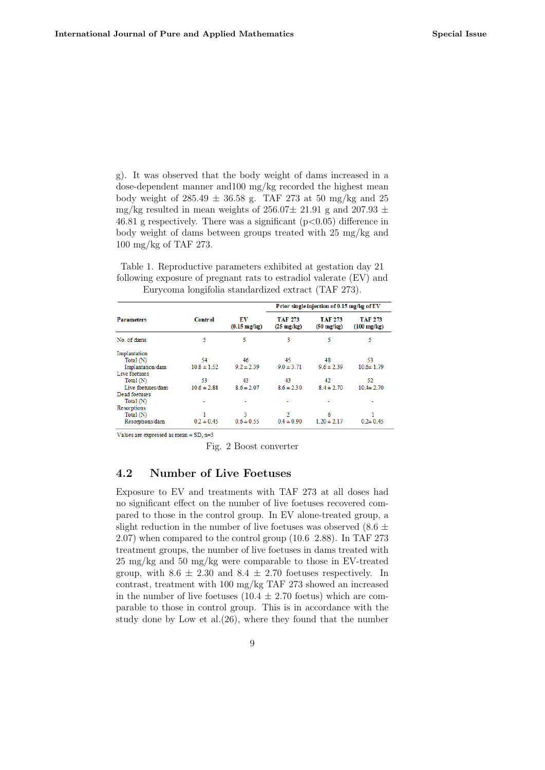g). It was observed that the body weight of dams increased in a dose-dependent manner and100 mg/kg recorded the highest mean body weight of 285.49 ± 36.58 g. TAF 273 at 50 mg/kg and 25 mg/kg resulted in mean weights of 256.07± 21.91 g and 207.93 ± 46.81 g respectively. There was a significant ($p<0.05$) difference in body weight of dams between groups treated with 25 mg/kg and 100 mg/kg of TAF 273.

Table 1. Reproductive parameters exhibited at gestation day 21 following exposure of pregnant rats to estradiol valerate (EV) and Eurycoma longifolia standardized extract (TAF 273).

| Parameters | Control | EV (0.15 mg/kg) | Prior single injection of 0.15 mg/kg of EV | | |
|---|---|---|---|---|---|
| | | | TAF 273 (25 mg/kg) | TAF 273 (50 mg/kg) | TAF 273 (100 mg/kg) |
| No. of dams | 5 | 5 | 5 | 5 | 5 |
| Implantation | | | | | |
| Total (N) | 54 | 46 | 45 | 48 | 53 |
| Implantation/dam | 10.8 ± 1.52 | 9.2 ± 2.39 | 9.0 ± 3.71 | 9.6 ± 2.39 | 10.6± 1.79 |
| Live foetuses | | | | | |
| Total (N) | 53 | 43 | 43 | 42 | 52 |
| Live foetuses/dam | 10.6 ± 2.88 | 8.6 ± 2.07 | 8.6 ± 2.30 | 8.4 ± 2.70 | 10.4± 2.70 |
| Dead foetuses | | | | | |
| Total (N) | - | - | - | - | - |
| Resorptions | | | | | |
| Total (N) | 1 | 3 | 2 | 6 | 1 |
| Resorptions/dam | 0.2 ± 0.45 | 0.6 ± 0.55 | 0.4 ± 0.90 | 1.20 ± 2.17 | 0.2± 0.45 |

Values are expressed as mean ± SD, n=5

Fig. 2 Boost converter

## 4.2 Number of Live Foetuses

Exposure to EV and treatments with TAF 273 at all doses had no significant effect on the number of live foetuses recovered compared to those in the control group. In EV alone-treated group, a slight reduction in the number of live foetuses was observed (8.6 ± 2.07) when compared to the control group (10.6 2.88). In TAF 273 treatment groups, the number of live foetuses in dams treated with 25 mg/kg and 50 mg/kg were comparable to those in EV-treated group, with 8.6 ± 2.30 and 8.4 ± 2.70 foetuses respectively. In contrast, treatment with 100 mg/kg TAF 273 showed an increased in the number of live foetuses (10.4 ± 2.70 foetus) which are comparable to those in control group. This is in accordance with the study done by Low et al.(26), where they found that the number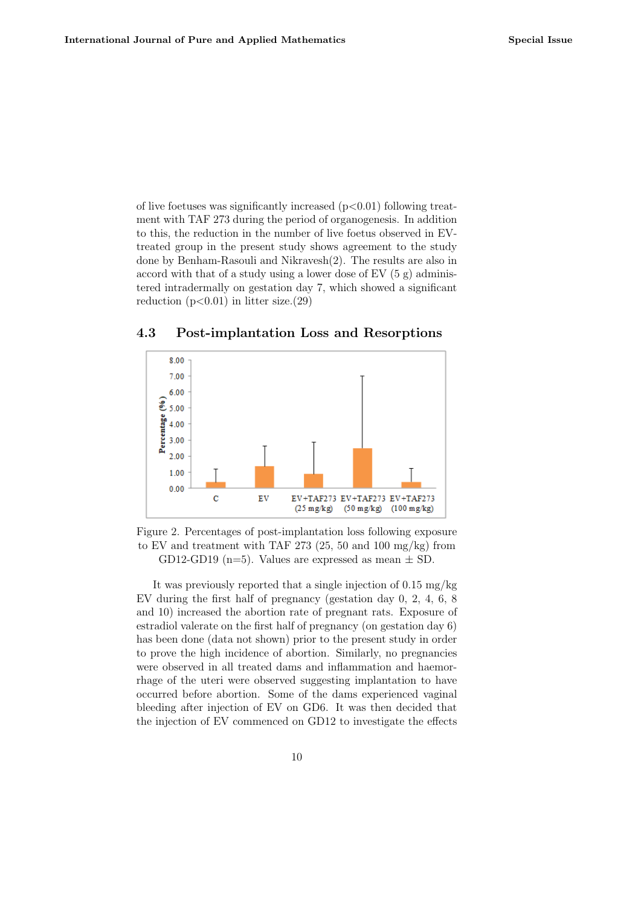of live foetuses was significantly increased ($p<0.01$) following treatment with TAF 273 during the period of organogenesis. In addition to this, the reduction in the number of live foetus observed in EV-treated group in the present study shows agreement to the study done by Benham-Rasouli and Nikravesh(2). The results are also in accord with that of a study using a lower dose of EV (5 g) administered intradermally on gestation day 7, which showed a significant reduction ($p<0.01$) in litter size.(29)

### 4.3 Post-implantation Loss and Resorptions

Figure 2. Percentages of post-implantation loss following exposure to EV and treatment with TAF 273 (25, 50 and 100 mg/kg) from GD12-GD19 (n=5). Values are expressed as mean ± SD.

It was previously reported that a single injection of 0.15 mg/kg EV during the first half of pregnancy (gestation day 0, 2, 4, 6, 8 and 10) increased the abortion rate of pregnant rats. Exposure of estradiol valerate on the first half of pregnancy (on gestation day 6) has been done (data not shown) prior to the present study in order to prove the high incidence of abortion. Similarly, no pregnancies were observed in all treated dams and inflammation and haemorrhage of the uteri were observed suggesting implantation to have occurred before abortion. Some of the dams experienced vaginal bleeding after injection of EV on GD6. It was then decided that the injection of EV commenced on GD12 to investigate the effects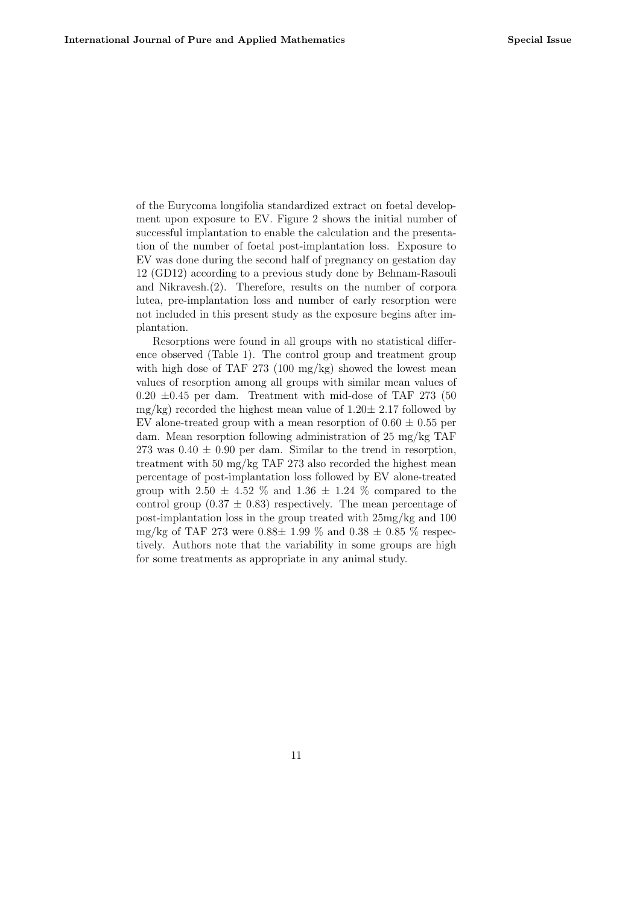of the Eurycoma longifolia standardized extract on foetal development upon exposure to EV. Figure 2 shows the initial number of successful implantation to enable the calculation and the presentation of the number of foetal post-implantation loss. Exposure to EV was done during the second half of pregnancy on gestation day 12 (GD12) according to a previous study done by Behnam-Rasouli and Nikravesh.(2). Therefore, results on the number of corpora lutea, pre-implantation loss and number of early resorption were not included in this present study as the exposure begins after implantation.

Resorptions were found in all groups with no statistical difference observed (Table 1). The control group and treatment group with high dose of TAF 273 (100 mg/kg) showed the lowest mean values of resorption among all groups with similar mean values of $0.20 \pm 0.45$ per dam. Treatment with mid-dose of TAF 273 (50 mg/kg) recorded the highest mean value of $1.20 \pm 2.17$ followed by EV alone-treated group with a mean resorption of $0.60 \pm 0.55$ per dam. Mean resorption following administration of 25 mg/kg TAF 273 was $0.40 \pm 0.90$ per dam. Similar to the trend in resorption, treatment with 50 mg/kg TAF 273 also recorded the highest mean percentage of post-implantation loss followed by EV alone-treated group with $2.50 \pm 4.52$ % and $1.36 \pm 1.24$ % compared to the control group ($0.37 \pm 0.83$) respectively. The mean percentage of post-implantation loss in the group treated with 25mg/kg and 100 mg/kg of TAF 273 were $0.88 \pm 1.99$ % and $0.38 \pm 0.85$ % respectively. Authors note that the variability in some groups are high for some treatments as appropriate in any animal study.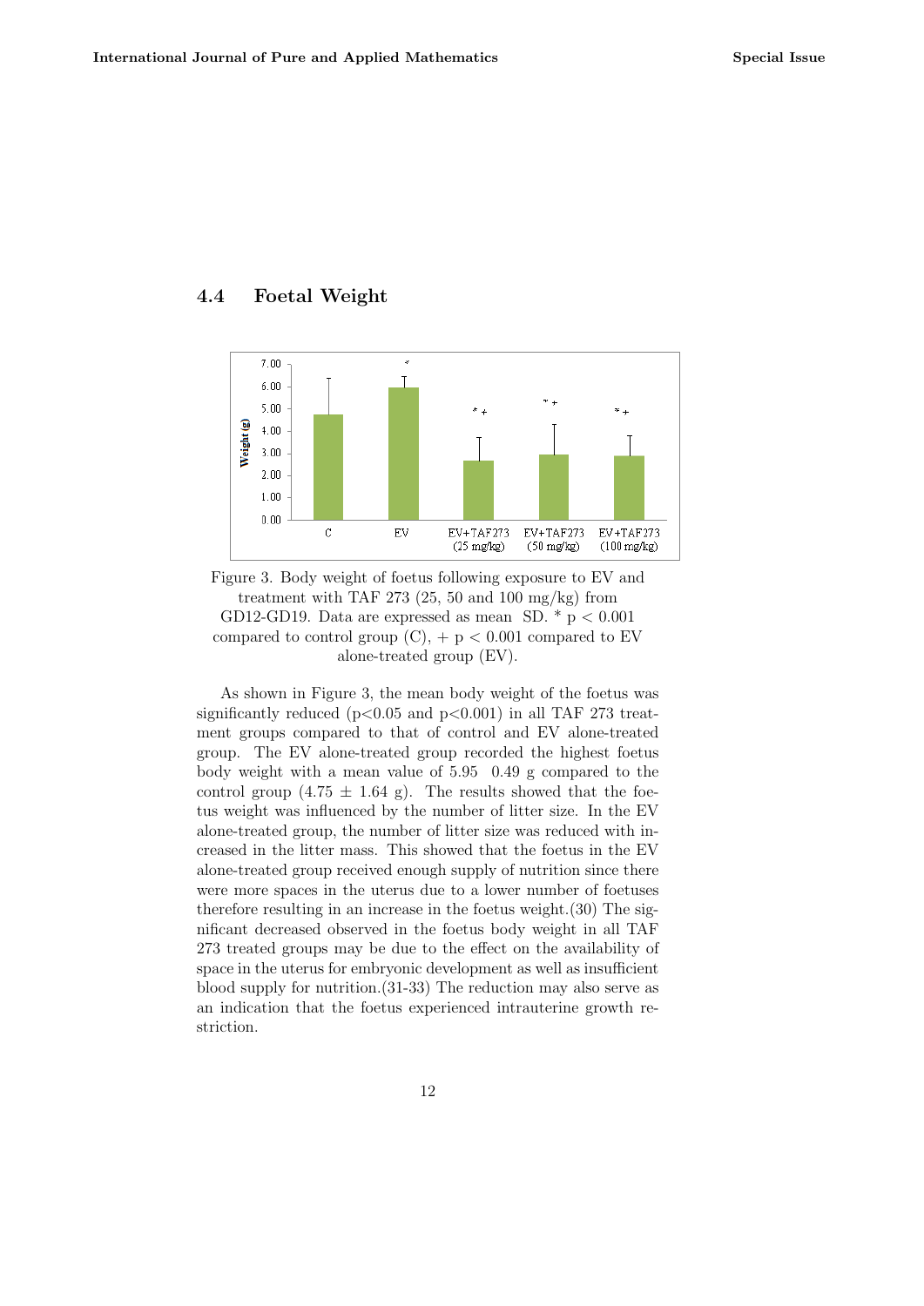### 4.4 Foetal Weight

Figure 3. Body weight of foetus following exposure to EV and treatment with TAF 273 (25, 50 and 100 mg/kg) from GD12-GD19. Data are expressed as mean SD. * $p < 0.001$ compared to control group (C), + $p < 0.001$ compared to EV alone-treated group (EV).

As shown in Figure 3, the mean body weight of the foetus was significantly reduced ($p<0.05$ and $p<0.001$) in all TAF 273 treatment groups compared to that of control and EV alone-treated group. The EV alone-treated group recorded the highest foetus body weight with a mean value of 5.95 0.49 g compared to the control group (4.75 $\pm$ 1.64 g). The results showed that the foetus weight was influenced by the number of litter size. In the EV alone-treated group, the number of litter size was reduced with increased in the litter mass. This showed that the foetus in the EV alone-treated group received enough supply of nutrition since there were more spaces in the uterus due to a lower number of foetuses therefore resulting in an increase in the foetus weight.(30) The significant decreased observed in the foetus body weight in all TAF 273 treated groups may be due to the effect on the availability of space in the uterus for embryonic development as well as insufficient blood supply for nutrition.(31-33) The reduction may also serve as an indication that the foetus experienced intrauterine growth restriction.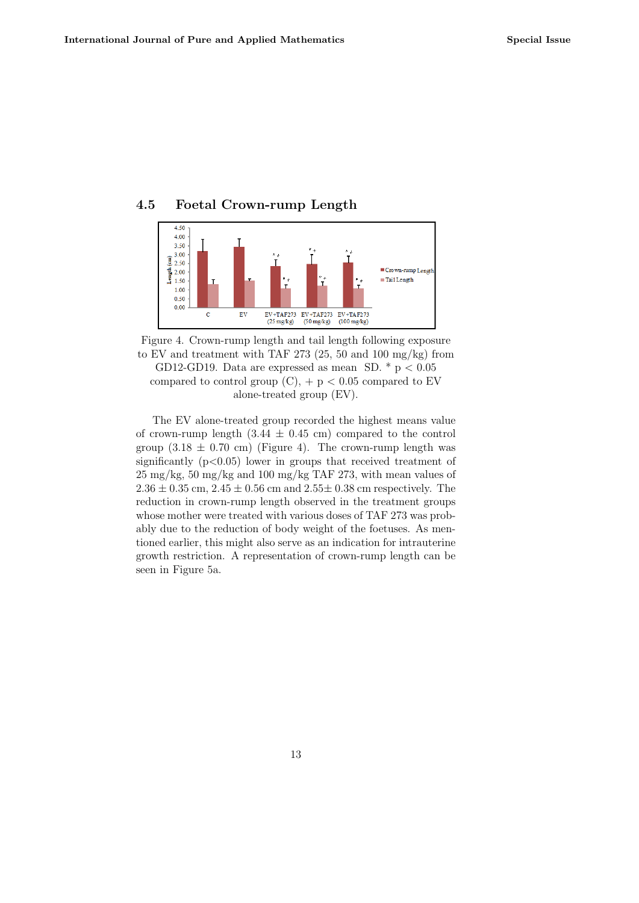## 4.5 Foetal Crown-rump Length

Figure 4. Crown-rump length and tail length following exposure to EV and treatment with TAF 273 (25, 50 and 100 mg/kg) from GD12-GD19. Data are expressed as mean SD. * $p < 0.05$ compared to control group (C), + $p < 0.05$ compared to EV alone-treated group (EV).

The EV alone-treated group recorded the highest means value of crown-rump length ($3.44 \pm 0.45$ cm) compared to the control group ($3.18 \pm 0.70$ cm) (Figure 4). The crown-rump length was significantly ($p<0.05$) lower in groups that received treatment of 25 mg/kg, 50 mg/kg and 100 mg/kg TAF 273, with mean values of $2.36 \pm 0.35$ cm, $2.45 \pm 0.56$ cm and $2.55 \pm 0.38$ cm respectively. The reduction in crown-rump length observed in the treatment groups whose mother were treated with various doses of TAF 273 was probably due to the reduction of body weight of the foetuses. As mentioned earlier, this might also serve as an indication for intrauterine growth restriction. A representation of crown-rump length can be seen in Figure 5a.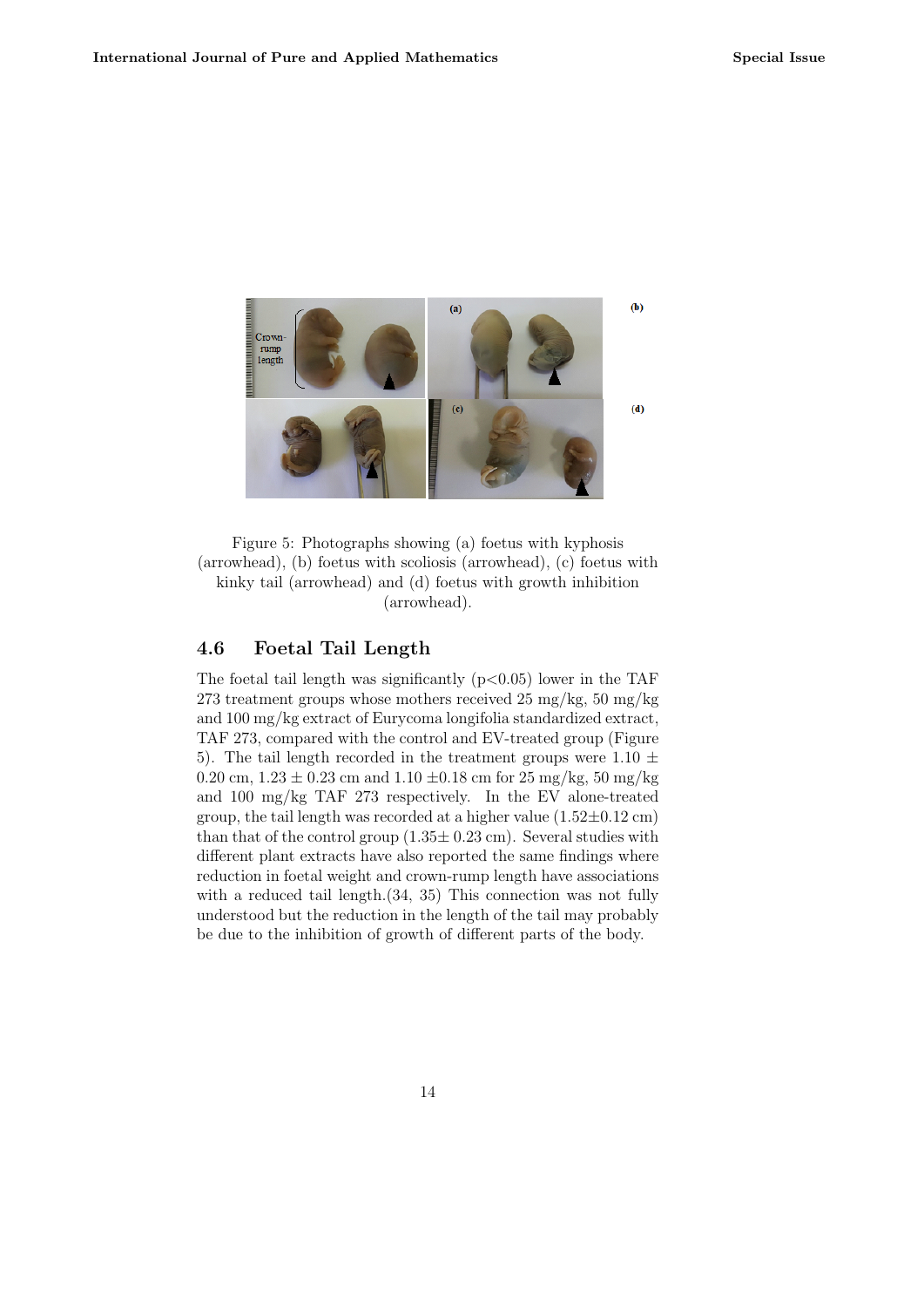Figure 5: Photographs showing (a) foetus with kyphosis (arrowhead), (b) foetus with scoliosis (arrowhead), (c) foetus with kinky tail (arrowhead) and (d) foetus with growth inhibition (arrowhead).

### 4.6 Foetal Tail Length

The foetal tail length was significantly ($p<0.05$) lower in the TAF 273 treatment groups whose mothers received 25 mg/kg, 50 mg/kg and 100 mg/kg extract of Eurycoma longifolia standardized extract, TAF 273, compared with the control and EV-treated group (Figure 5). The tail length recorded in the treatment groups were $1.10 \pm 0.20$ cm, $1.23 \pm 0.23$ cm and $1.10 \pm 0.18$ cm for 25 mg/kg, 50 mg/kg and 100 mg/kg TAF 273 respectively. In the EV alone-treated group, the tail length was recorded at a higher value ($1.52 \pm 0.12$ cm) than that of the control group ($1.35 \pm 0.23$ cm). Several studies with different plant extracts have also reported the same findings where reduction in foetal weight and crown-rump length have associations with a reduced tail length.(34, 35) This connection was not fully understood but the reduction in the length of the tail may probably be due to the inhibition of growth of different parts of the body.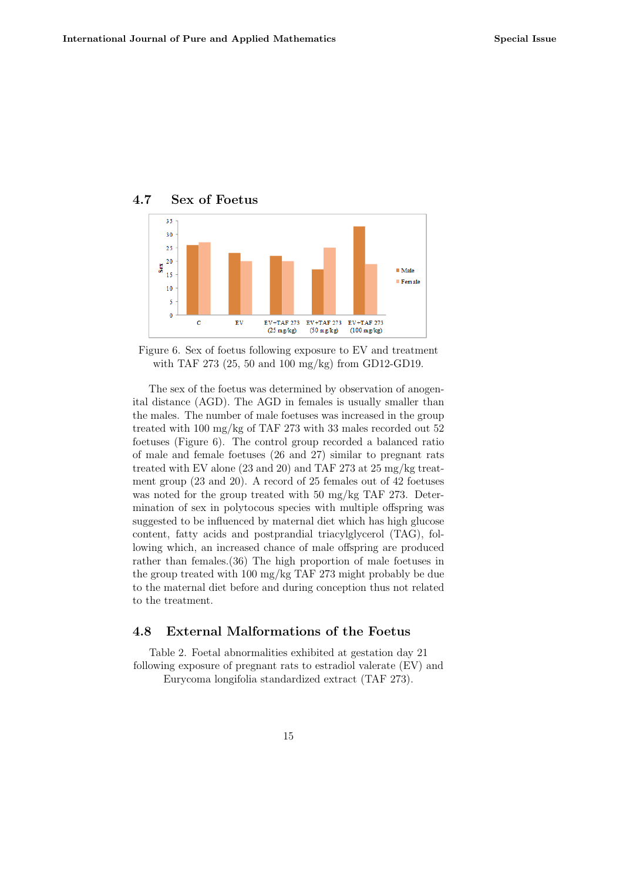## 4.7 Sex of Foetus

Figure 6. Sex of foetus following exposure to EV and treatment with TAF 273 (25, 50 and 100 mg/kg) from GD12-GD19.

The sex of the foetus was determined by observation of anogenital distance (AGD). The AGD in females is usually smaller than the males. The number of male foetuses was increased in the group treated with 100 mg/kg of TAF 273 with 33 males recorded out 52 foetuses (Figure 6). The control group recorded a balanced ratio of male and female foetuses (26 and 27) similar to pregnant rats treated with EV alone (23 and 20) and TAF 273 at 25 mg/kg treatment group (23 and 20). A record of 25 females out of 42 foetuses was noted for the group treated with 50 mg/kg TAF 273. Determination of sex in polytocous species with multiple offspring was suggested to be influenced by maternal diet which has high glucose content, fatty acids and postprandial triacylglycerol (TAG), following which, an increased chance of male offspring are produced rather than females.(36) The high proportion of male foetuses in the group treated with 100 mg/kg TAF 273 might probably be due to the maternal diet before and during conception thus not related to the treatment.

## 4.8 External Malformations of the Foetus

Table 2. Foetal abnormalities exhibited at gestation day 21 following exposure of pregnant rats to estradiol valerate (EV) and Eurycoma longifolia standardized extract (TAF 273).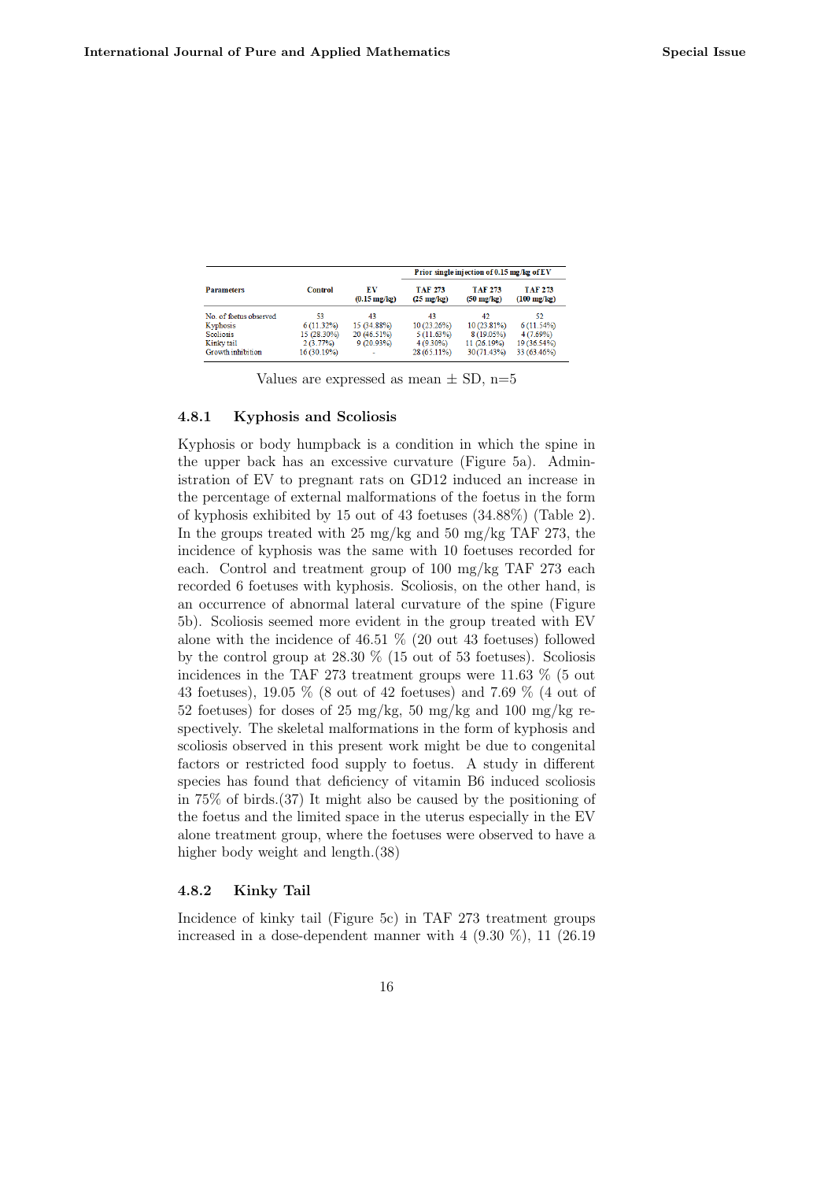| Parameters | Control | EV (0.15 mg/kg) | Prior single injection of 0.15 mg/kg of EV | | |
|---|---|---|---|---|---|
| | | | TAF 273 (25 mg/kg) | TAF 273 (50 mg/kg) | TAF 273 (100 mg/kg) |
| No. of foetus observed | 53 | 43 | 43 | 42 | 52 |
| Kyphosis | 6 (11.32%) | 15 (34.88%) | 10 (23.26%) | 10 (23.81%) | 6 (11.54%) |
| Scoliosis | 15 (28.30%) | 20 (46.51%) | 5 (11.63%) | 8 (19.05%) | 4 (7.69%) |
| Kinky tail | 2 (3.77%) | 9 (20.93%) | 4 (9.30%) | 11 (26.19%) | 19 (36.54%) |
| Growth inhibition | 16 (30.19%) | - | 28 (65.11%) | 30 (71.43%) | 33 (63.46%) |

Values are expressed as mean ± SD, n=5

### 4.8.1 Kyphosis and Scoliosis

Kyphosis or body humpback is a condition in which the spine in the upper back has an excessive curvature (Figure 5a). Administration of EV to pregnant rats on GD12 induced an increase in the percentage of external malformations of the foetus in the form of kyphosis exhibited by 15 out of 43 foetuses (34.88%) (Table 2). In the groups treated with 25 mg/kg and 50 mg/kg TAF 273, the incidence of kyphosis was the same with 10 foetuses recorded for each. Control and treatment group of 100 mg/kg TAF 273 each recorded 6 foetuses with kyphosis. Scoliosis, on the other hand, is an occurrence of abnormal lateral curvature of the spine (Figure 5b). Scoliosis seemed more evident in the group treated with EV alone with the incidence of 46.51 % (20 out 43 foetuses) followed by the control group at 28.30 % (15 out of 53 foetuses). Scoliosis incidences in the TAF 273 treatment groups were 11.63 % (5 out 43 foetuses), 19.05 % (8 out of 42 foetuses) and 7.69 % (4 out of 52 foetuses) for doses of 25 mg/kg, 50 mg/kg and 100 mg/kg respectively. The skeletal malformations in the form of kyphosis and scoliosis observed in this present work might be due to congenital factors or restricted food supply to foetus. A study in different species has found that deficiency of vitamin B6 induced scoliosis in 75% of birds.(37) It might also be caused by the positioning of the foetus and the limited space in the uterus especially in the EV alone treatment group, where the foetuses were observed to have a higher body weight and length.(38)

### 4.8.2 Kinky Tail

Incidence of kinky tail (Figure 5c) in TAF 273 treatment groups increased in a dose-dependent manner with 4 (9.30 %), 11 (26.19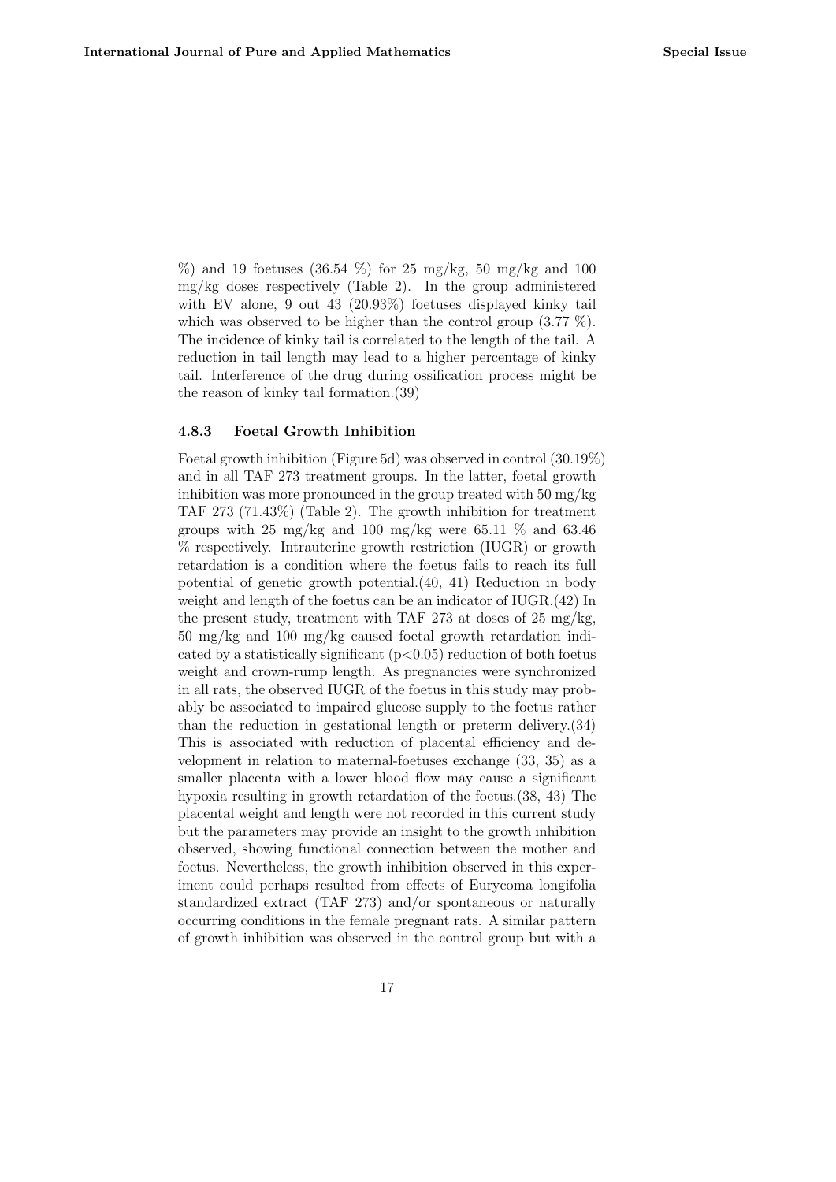%) and 19 foetuses (36.54 %) for 25 mg/kg, 50 mg/kg and 100 mg/kg doses respectively (Table 2). In the group administered with EV alone, 9 out 43 (20.93%) foetuses displayed kinky tail which was observed to be higher than the control group (3.77 %). The incidence of kinky tail is correlated to the length of the tail. A reduction in tail length may lead to a higher percentage of kinky tail. Interference of the drug during ossification process might be the reason of kinky tail formation.(39)

#### 4.8.3 Foetal Growth Inhibition

Foetal growth inhibition (Figure 5d) was observed in control (30.19%) and in all TAF 273 treatment groups. In the latter, foetal growth inhibition was more pronounced in the group treated with 50 mg/kg TAF 273 (71.43%) (Table 2). The growth inhibition for treatment groups with 25 mg/kg and 100 mg/kg were 65.11 % and 63.46 % respectively. Intrauterine growth restriction (IUGR) or growth retardation is a condition where the foetus fails to reach its full potential of genetic growth potential.(40, 41) Reduction in body weight and length of the foetus can be an indicator of IUGR.(42) In the present study, treatment with TAF 273 at doses of 25 mg/kg, 50 mg/kg and 100 mg/kg caused foetal growth retardation indicated by a statistically significant ($p<0.05$) reduction of both foetus weight and crown-rump length. As pregnancies were synchronized in all rats, the observed IUGR of the foetus in this study may probably be associated to impaired glucose supply to the foetus rather than the reduction in gestational length or preterm delivery.(34) This is associated with reduction of placental efficiency and development in relation to maternal-foetuses exchange (33, 35) as a smaller placenta with a lower blood flow may cause a significant hypoxia resulting in growth retardation of the foetus.(38, 43) The placental weight and length were not recorded in this current study but the parameters may provide an insight to the growth inhibition observed, showing functional connection between the mother and foetus. Nevertheless, the growth inhibition observed in this experiment could perhaps resulted from effects of Eurycoma longifolia standardized extract (TAF 273) and/or spontaneous or naturally occurring conditions in the female pregnant rats. A similar pattern of growth inhibition was observed in the control group but with a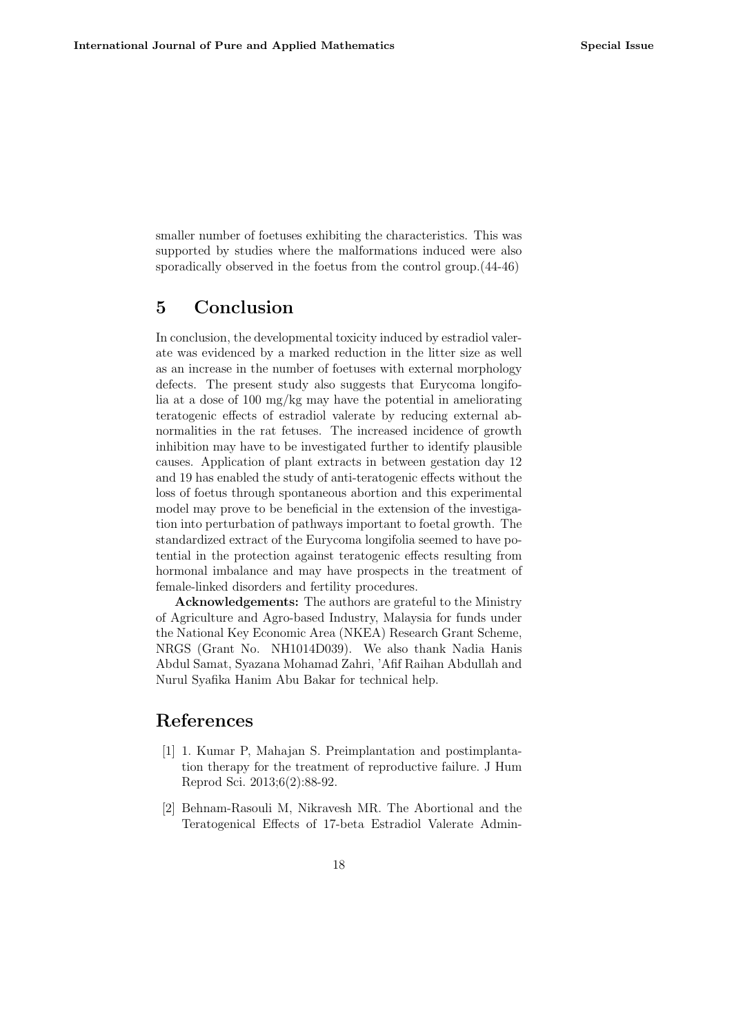smaller number of foetuses exhibiting the characteristics. This was supported by studies where the malformations induced were also sporadically observed in the foetus from the control group.(44-46)

## 5 Conclusion

In conclusion, the developmental toxicity induced by estradiol valerate was evidenced by a marked reduction in the litter size as well as an increase in the number of foetuses with external morphology defects. The present study also suggests that Eurycoma longifolia at a dose of 100 mg/kg may have the potential in ameliorating teratogenic effects of estradiol valerate by reducing external abnormalities in the rat fetuses. The increased incidence of growth inhibition may have to be investigated further to identify plausible causes. Application of plant extracts in between gestation day 12 and 19 has enabled the study of anti-teratogenic effects without the loss of foetus through spontaneous abortion and this experimental model may prove to be beneficial in the extension of the investigation into perturbation of pathways important to foetal growth. The standardized extract of the Eurycoma longifolia seemed to have potential in the protection against teratogenic effects resulting from hormonal imbalance and may have prospects in the treatment of female-linked disorders and fertility procedures.

**Acknowledgements:** The authors are grateful to the Ministry of Agriculture and Agro-based Industry, Malaysia for funds under the National Key Economic Area (NKEA) Research Grant Scheme, NRGS (Grant No. NH1014D039). We also thank Nadia Hanis Abdul Samat, Syazana Mohamad Zahri, 'Afif Raihan Abdullah and Nurul Syafika Hanim Abu Bakar for technical help.

## References

[1] 1. Kumar P, Mahajan S. Preimplantation and postimplantation therapy for the treatment of reproductive failure. J Hum Reprod Sci. 2013;6(2):88-92.

[2] Behnam-Rasouli M, Nikravesh MR. The Abortional and the Teratogenical Effects of 17-beta Estradiol Valerate Admin-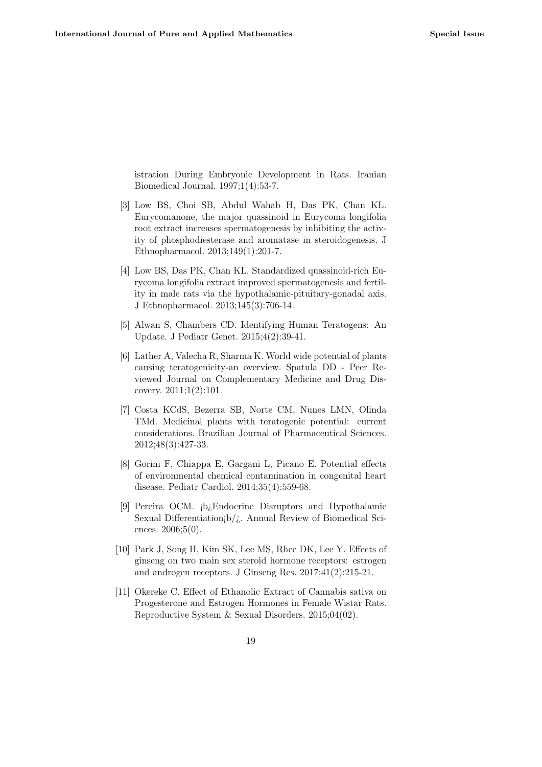istration During Embryonic Development in Rats. Iranian Biomedical Journal. 1997;1(4):53-7.

[3] Low BS, Choi SB, Abdul Wahab H, Das PK, Chan KL. Eurycomanone, the major quassinoid in Eurycoma longifolia root extract increases spermatogenesis by inhibiting the activity of phosphodiesterase and aromatase in steroidogenesis. J Ethnopharmacol. 2013;149(1):201-7.

[4] Low BS, Das PK, Chan KL. Standardized quassinoid-rich Eurycoma longifolia extract improved spermatogenesis and fertility in male rats via the hypothalamic-pituitary-gonadal axis. J Ethnopharmacol. 2013;145(3):706-14.

[5] Alwan S, Chambers CD. Identifying Human Teratogens: An Update. J Pediatr Genet. 2015;4(2):39-41.

[6] Lather A, Valecha R, Sharma K. World wide potential of plants causing teratogenicity-an overview. Spatula DD - Peer Reviewed Journal on Complementary Medicine and Drug Discovery. 2011;1(2):101.

[7] Costa KCdS, Bezerra SB, Norte CM, Nunes LMN, Olinda TMd. Medicinal plants with teratogenic potential: current considerations. Brazilian Journal of Pharmaceutical Sciences. 2012;48(3):427-33.

[8] Gorini F, Chiappa E, Gargani L, Picano E. Potential effects of environmental chemical contamination in congenital heart disease. Pediatr Cardiol. 2014;35(4):559-68.

[9] Pereira OCM. ¡b¿Endocrine Disruptors and Hypothalamic Sexual Differentiation¡b/¿. Annual Review of Biomedical Sciences. 2006;5(0).

[10] Park J, Song H, Kim SK, Lee MS, Rhee DK, Lee Y. Effects of ginseng on two main sex steroid hormone receptors: estrogen and androgen receptors. J Ginseng Res. 2017;41(2):215-21.

[11] Okereke C. Effect of Ethanolic Extract of Cannabis sativa on Progesterone and Estrogen Hormones in Female Wistar Rats. Reproductive System & Sexual Disorders. 2015;04(02).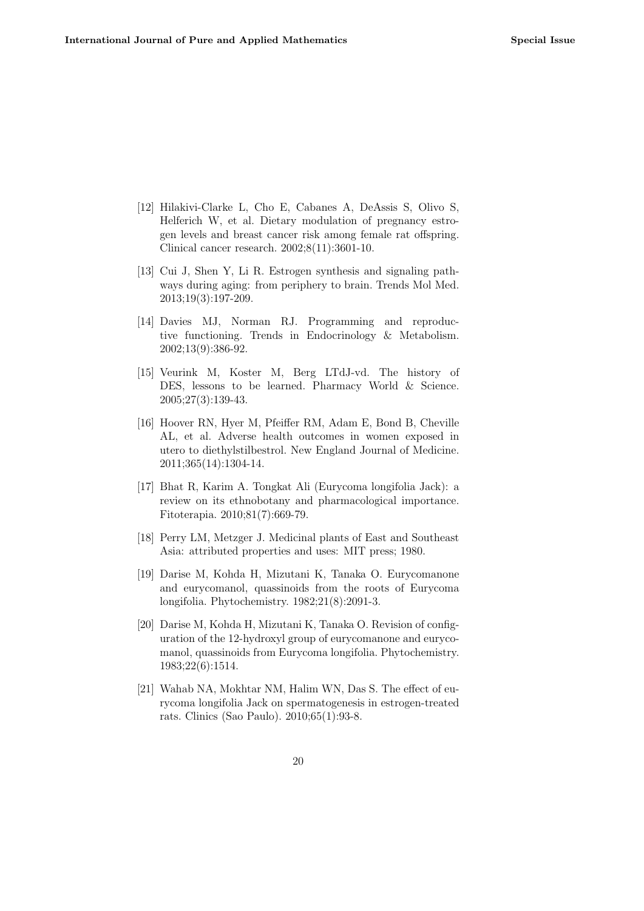[12] Hilakivi-Clarke L, Cho E, Cabanes A, DeAssis S, Olivo S, Helferich W, et al. Dietary modulation of pregnancy estrogen levels and breast cancer risk among female rat offspring. Clinical cancer research. 2002;8(11):3601-10.

[13] Cui J, Shen Y, Li R. Estrogen synthesis and signaling pathways during aging: from periphery to brain. Trends Mol Med. 2013;19(3):197-209.

[14] Davies MJ, Norman RJ. Programming and reproductive functioning. Trends in Endocrinology & Metabolism. 2002;13(9):386-92.

[15] Veurink M, Koster M, Berg LTdJ-vd. The history of DES, lessons to be learned. Pharmacy World & Science. 2005;27(3):139-43.

[16] Hoover RN, Hyer M, Pfeiffer RM, Adam E, Bond B, Cheville AL, et al. Adverse health outcomes in women exposed in utero to diethylstilbestrol. New England Journal of Medicine. 2011;365(14):1304-14.

[17] Bhat R, Karim A. Tongkat Ali (Eurycoma longifolia Jack): a review on its ethnobotany and pharmacological importance. Fitoterapia. 2010;81(7):669-79.

[18] Perry LM, Metzger J. Medicinal plants of East and Southeast Asia: attributed properties and uses: MIT press; 1980.

[19] Darise M, Kohda H, Mizutani K, Tanaka O. Eurycomanone and eurycomanol, quassinoids from the roots of Eurycoma longifolia. Phytochemistry. 1982;21(8):2091-3.

[20] Darise M, Kohda H, Mizutani K, Tanaka O. Revision of configuration of the 12-hydroxyl group of eurycomanone and eurycomanol, quassinoids from Eurycoma longifolia. Phytochemistry. 1983;22(6):1514.

[21] Wahab NA, Mokhtar NM, Halim WN, Das S. The effect of eurycoma longifolia Jack on spermatogenesis in estrogen-treated rats. Clinics (Sao Paulo). 2010;65(1):93-8.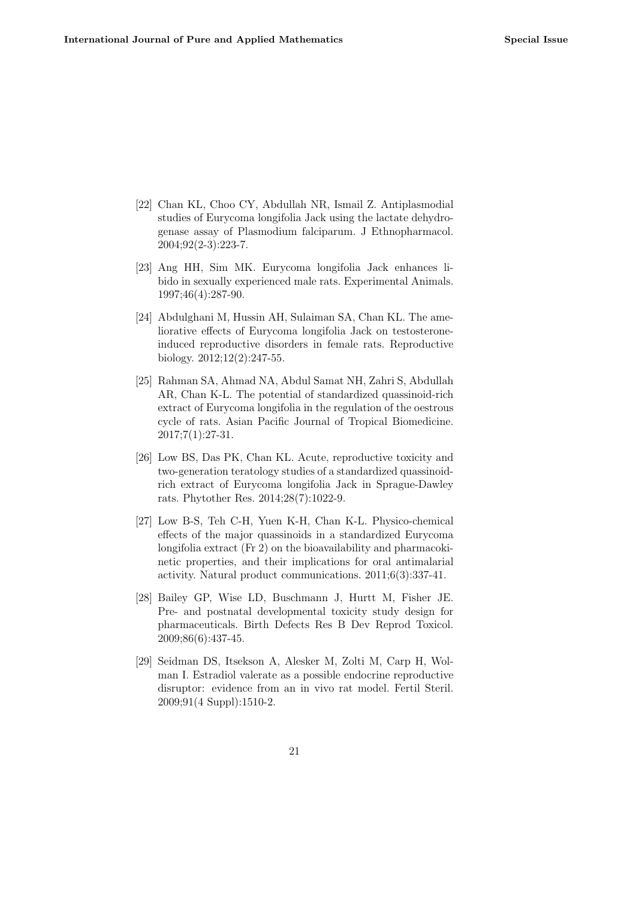[22] Chan KL, Choo CY, Abdullah NR, Ismail Z. Antiplasmodial studies of Eurycoma longifolia Jack using the lactate dehydrogenase assay of Plasmodium falciparum. J Ethnopharmacol. 2004;92(2-3):223-7.

[23] Ang HH, Sim MK. Eurycoma longifolia Jack enhances libido in sexually experienced male rats. Experimental Animals. 1997;46(4):287-90.

[24] Abdulghani M, Hussin AH, Sulaiman SA, Chan KL. The ameliorative effects of Eurycoma longifolia Jack on testosterone-induced reproductive disorders in female rats. Reproductive biology. 2012;12(2):247-55.

[25] Rahman SA, Ahmad NA, Abdul Samat NH, Zahri S, Abdullah AR, Chan K-L. The potential of standardized quassinoid-rich extract of Eurycoma longifolia in the regulation of the oestrous cycle of rats. Asian Pacific Journal of Tropical Biomedicine. 2017;7(1):27-31.

[26] Low BS, Das PK, Chan KL. Acute, reproductive toxicity and two-generation teratology studies of a standardized quassinoid-rich extract of Eurycoma longifolia Jack in Sprague-Dawley rats. Phytother Res. 2014;28(7):1022-9.

[27] Low B-S, Teh C-H, Yuen K-H, Chan K-L. Physico-chemical effects of the major quassinoids in a standardized Eurycoma longifolia extract (Fr 2) on the bioavailability and pharmacokinetic properties, and their implications for oral antimalarial activity. Natural product communications. 2011;6(3):337-41.

[28] Bailey GP, Wise LD, Buschmann J, Hurtt M, Fisher JE. Pre- and postnatal developmental toxicity study design for pharmaceuticals. Birth Defects Res B Dev Reprod Toxicol. 2009;86(6):437-45.

[29] Seidman DS, Itsekson A, Alesker M, Zolti M, Carp H, Wolman I. Estradiol valerate as a possible endocrine reproductive disruptor: evidence from an in vivo rat model. Fertil Steril. 2009;91(4 Suppl):1510-2.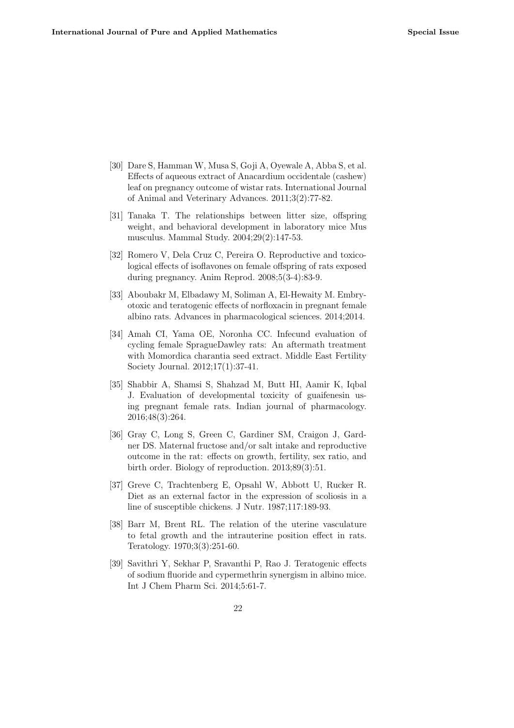[30] Dare S, Hamman W, Musa S, Goji A, Oyewale A, Abba S, et al. Effects of aqueous extract of Anacardium occidentale (cashew) leaf on pregnancy outcome of wistar rats. International Journal of Animal and Veterinary Advances. 2011;3(2):77-82.

[31] Tanaka T. The relationships between litter size, offspring weight, and behavioral development in laboratory mice Mus musculus. Mammal Study. 2004;29(2):147-53.

[32] Romero V, Dela Cruz C, Pereira O. Reproductive and toxicological effects of isoflavones on female offspring of rats exposed during pregnancy. Anim Reprod. 2008;5(3-4):83-9.

[33] Aboubakr M, Elbadawy M, Soliman A, El-Hewaity M. Embryotoxic and teratogenic effects of norfloxacin in pregnant female albino rats. Advances in pharmacological sciences. 2014;2014.

[34] Amah CI, Yama OE, Noronha CC. Infecund evaluation of cycling female SpragueDawley rats: An aftermath treatment with Momordica charantia seed extract. Middle East Fertility Society Journal. 2012;17(1):37-41.

[35] Shabbir A, Shamsi S, Shahzad M, Butt HI, Aamir K, Iqbal J. Evaluation of developmental toxicity of guaifenesin using pregnant female rats. Indian journal of pharmacology. 2016;48(3):264.

[36] Gray C, Long S, Green C, Gardiner SM, Craigon J, Gardner DS. Maternal fructose and/or salt intake and reproductive outcome in the rat: effects on growth, fertility, sex ratio, and birth order. Biology of reproduction. 2013;89(3):51.

[37] Greve C, Trachtenberg E, Opsahl W, Abbott U, Rucker R. Diet as an external factor in the expression of scoliosis in a line of susceptible chickens. J Nutr. 1987;117:189-93.

[38] Barr M, Brent RL. The relation of the uterine vasculature to fetal growth and the intrauterine position effect in rats. Teratology. 1970;3(3):251-60.

[39] Savithri Y, Sekhar P, Sravanthi P, Rao J. Teratogenic effects of sodium fluoride and cypermethrin synergism in albino mice. Int J Chem Pharm Sci. 2014;5:61-7.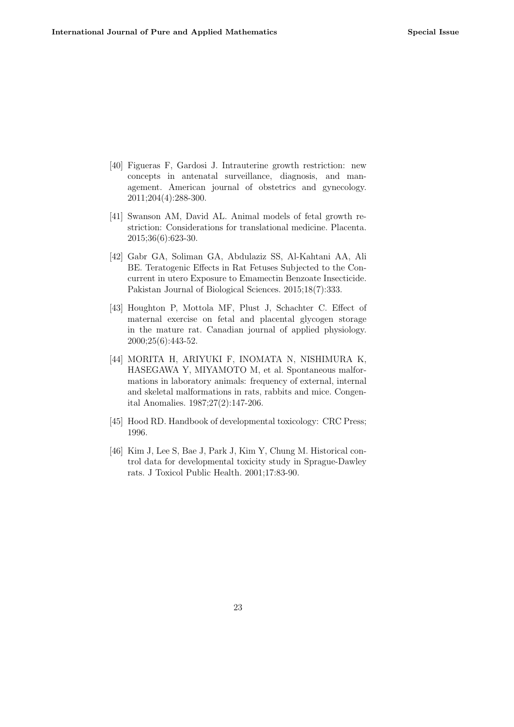[40] Figueras F, Gardosi J. Intrauterine growth restriction: new concepts in antenatal surveillance, diagnosis, and management. American journal of obstetrics and gynecology. 2011;204(4):288-300.

[41] Swanson AM, David AL. Animal models of fetal growth restriction: Considerations for translational medicine. Placenta. 2015;36(6):623-30.

[42] Gabr GA, Soliman GA, Abdulaziz SS, Al-Kahtani AA, Ali BE. Teratogenic Effects in Rat Fetuses Subjected to the Concurrent in utero Exposure to Emamectin Benzoate Insecticide. Pakistan Journal of Biological Sciences. 2015;18(7):333.

[43] Houghton P, Mottola MF, Plust J, Schachter C. Effect of maternal exercise on fetal and placental glycogen storage in the mature rat. Canadian journal of applied physiology. 2000;25(6):443-52.

[44] MORITA H, ARIYUKI F, INOMATA N, NISHIMURA K, HASEGAWA Y, MIYAMOTO M, et al. Spontaneous malformations in laboratory animals: frequency of external, internal and skeletal malformations in rats, rabbits and mice. Congenital Anomalies. 1987;27(2):147-206.

[45] Hood RD. Handbook of developmental toxicology: CRC Press; 1996.

[46] Kim J, Lee S, Bae J, Park J, Kim Y, Chung M. Historical control data for developmental toxicity study in Sprague-Dawley rats. J Toxicol Public Health. 2001;17:83-90.